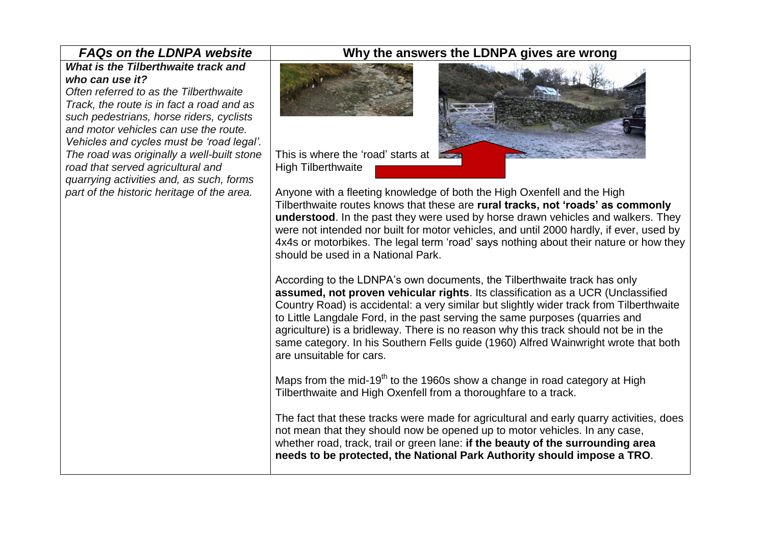| *FAQs on the LDNPA website* | Why the answers the LDNPA gives are wrong |
|---|---|
| ***What is the Tilberthwaite track and who can use it?*** *Often referred to as the Tilberthwaite Track, the route is in fact a road and as such pedestrians, horse riders, cyclists and motor vehicles can use the route. Vehicles and cycles must be 'road legal'. The road was originally a well-built stone road that served agricultural and quarrying activities and, as such, forms part of the historic heritage of the area.* | This is where the 'road' starts at High Tilberthwaite<br><br>Anyone with a fleeting knowledge of both the High Oxenfell and the High Tilberthwaite routes knows that these are **rural tracks, not 'roads' as commonly understood**. In the past they were used by horse drawn vehicles and walkers. They were not intended nor built for motor vehicles, and until 2000 hardly, if ever, used by 4x4s or motorbikes. The legal term 'road' says nothing about their nature or how they should be used in a National Park.<br><br>According to the LDNPA's own documents, the Tilberthwaite track has only **assumed, not proven vehicular rights**. Its classification as a UCR (Unclassified Country Road) is accidental: a very similar but slightly wider track from Tilberthwaite to Little Langdale Ford, in the past serving the same purposes (quarries and agriculture) is a bridleway. There is no reason why this track should not be in the same category. In his Southern Fells guide (1960) Alfred Wainwright wrote that both are unsuitable for cars.<br><br>Maps from the mid-19th to the 1960s show a change in road category at High Tilberthwaite and High Oxenfell from a thoroughfare to a track.<br><br>The fact that these tracks were made for agricultural and early quarry activities, does not mean that they should now be opened up to motor vehicles. In any case, whether road, track, trail or green lane: **if the beauty of the surrounding area needs to be protected, the National Park Authority should impose a TRO**. |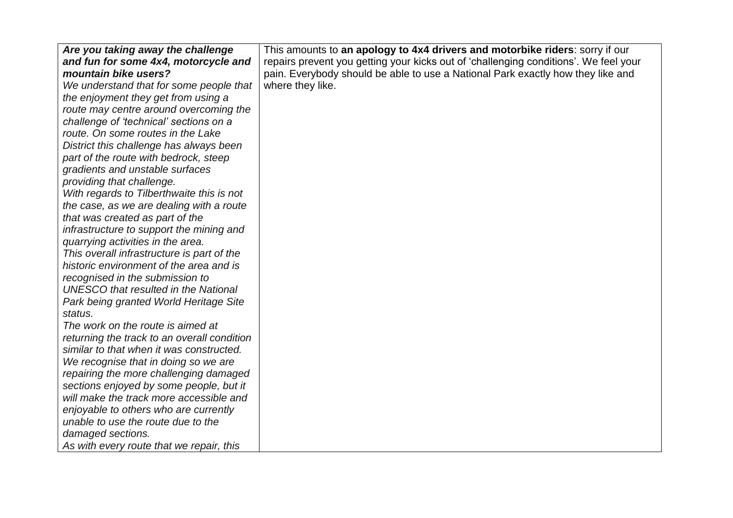| | |
|---|---|
| ***Are you taking away the challenge and fun for some 4x4, motorcycle and mountain bike users?*** *We understand that for some people that the enjoyment they get from using a route may centre around overcoming the challenge of 'technical' sections on a route. On some routes in the Lake District this challenge has always been part of the route with bedrock, steep gradients and unstable surfaces providing that challenge.* *With regards to Tilberthwaite this is not the case, as we are dealing with a route that was created as part of the infrastructure to support the mining and quarrying activities in the area.* *This overall infrastructure is part of the historic environment of the area and is recognised in the submission to UNESCO that resulted in the National Park being granted World Heritage Site status.* *The work on the route is aimed at returning the track to an overall condition similar to that when it was constructed.* *We recognise that in doing so we are repairing the more challenging damaged sections enjoyed by some people, but it will make the track more accessible and enjoyable to others who are currently unable to use the route due to the damaged sections.* *As with every route that we repair, this* | This amounts to **an apology to 4x4 drivers and motorbike riders**: sorry if our repairs prevent you getting your kicks out of 'challenging conditions'. We feel your pain. Everybody should be able to use a National Park exactly how they like and where they like. |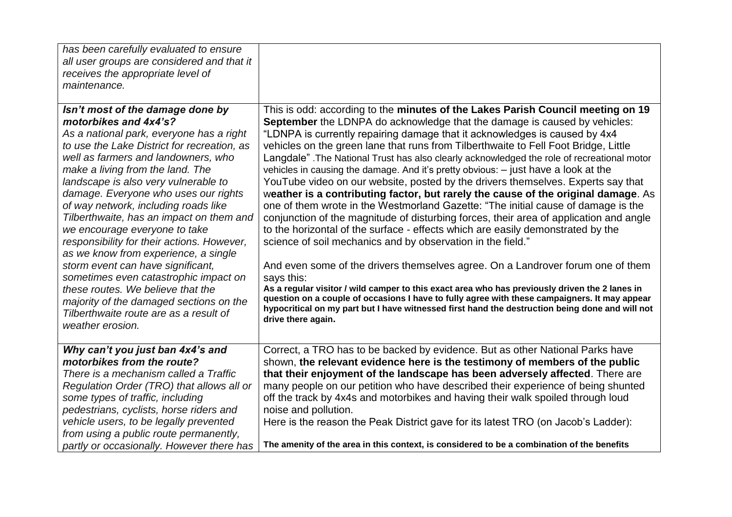| | |
|---|---|
| *has been carefully evaluated to ensure all user groups are considered and that it receives the appropriate level of maintenance.* | |
| ***Isn't most of the damage done by motorbikes and 4x4's?***<br>*As a national park, everyone has a right to use the Lake District for recreation, as well as farmers and landowners, who make a living from the land. The landscape is also very vulnerable to damage. Everyone who uses our rights of way network, including roads like Tilberthwaite, has an impact on them and we encourage everyone to take responsibility for their actions. However, as we know from experience, a single storm event can have significant, sometimes even catastrophic impact on these routes. We believe that the majority of the damaged sections on the Tilberthwaite route are as a result of weather erosion.* | This is odd: according to the **minutes of the Lakes Parish Council meeting on 19 September** the LDNPA do acknowledge that the damage is caused by vehicles: "LDNPA is currently repairing damage that it acknowledges is caused by 4x4 vehicles on the green lane that runs from Tilberthwaite to Fell Foot Bridge, Little Langdale" .The National Trust has also clearly acknowledged the role of recreational motor vehicles in causing the damage. And it's pretty obvious: – just have a look at the YouTube video on our website, posted by the drivers themselves. Experts say that w**eather is a contributing factor, but rarely the cause of the original damage**. As one of them wrote in the Westmorland Gazette: "The initial cause of damage is the conjunction of the magnitude of disturbing forces, their area of application and angle to the horizontal of the surface - effects which are easily demonstrated by the science of soil mechanics and by observation in the field."<br><br>And even some of the drivers themselves agree. On a Landrover forum one of them says this:<br>**As a regular visitor / wild camper to this exact area who has previously driven the 2 lanes in question on a couple of occasions I have to fully agree with these campaigners. It may appear hypocritical on my part but I have witnessed first hand the destruction being done and will not drive there again.** |
| ***Why can't you just ban 4x4's and motorbikes from the route?***<br>*There is a mechanism called a Traffic Regulation Order (TRO) that allows all or some types of traffic, including pedestrians, cyclists, horse riders and vehicle users, to be legally prevented from using a public route permanently, partly or occasionally. However there has* | Correct, a TRO has to be backed by evidence. But as other National Parks have shown, **the relevant evidence here is the testimony of members of the public that their enjoyment of the landscape has been adversely affected**. There are many people on our petition who have described their experience of being shunted off the track by 4x4s and motorbikes and having their walk spoiled through loud noise and pollution.<br>Here is the reason the Peak District gave for its latest TRO (on Jacob's Ladder):<br><br>**The amenity of the area in this context, is considered to be a combination of the benefits** |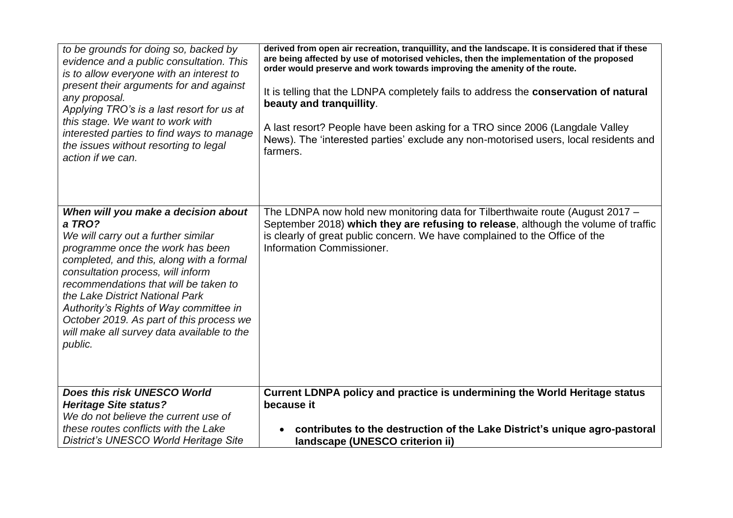| | |
|---|---|
| *to be grounds for doing so, backed by evidence and a public consultation. This is to allow everyone with an interest to present their arguments for and against any proposal.*<br>*Applying TRO's is a last resort for us at this stage. We want to work with interested parties to find ways to manage the issues without resorting to legal action if we can.* | **derived from open air recreation, tranquillity, and the landscape. It is considered that if these are being affected by use of motorised vehicles, then the implementation of the proposed order would preserve and work towards improving the amenity of the route.**<br><br>It is telling that the LDNPA completely fails to address the **conservation of natural beauty and tranquillity**.<br><br>A last resort? People have been asking for a TRO since 2006 (Langdale Valley News). The 'interested parties' exclude any non-motorised users, local residents and farmers. |
| ***When will you make a decision about a TRO?***<br>*We will carry out a further similar programme once the work has been completed, and this, along with a formal consultation process, will inform recommendations that will be taken to the Lake District National Park Authority's Rights of Way committee in October 2019. As part of this process we will make all survey data available to the public.* | The LDNPA now hold new monitoring data for Tilberthwaite route (August 2017 – September 2018) **which they are refusing to release**, although the volume of traffic is clearly of great public concern. We have complained to the Office of the Information Commissioner. |
| ***Does this risk UNESCO World Heritage Site status?***<br>*We do not believe the current use of these routes conflicts with the Lake District's UNESCO World Heritage Site* | **Current LDNPA policy and practice is undermining the World Heritage status because it**<br><br>• **contributes to the destruction of the Lake District's unique agro-pastoral landscape (UNESCO criterion ii)** |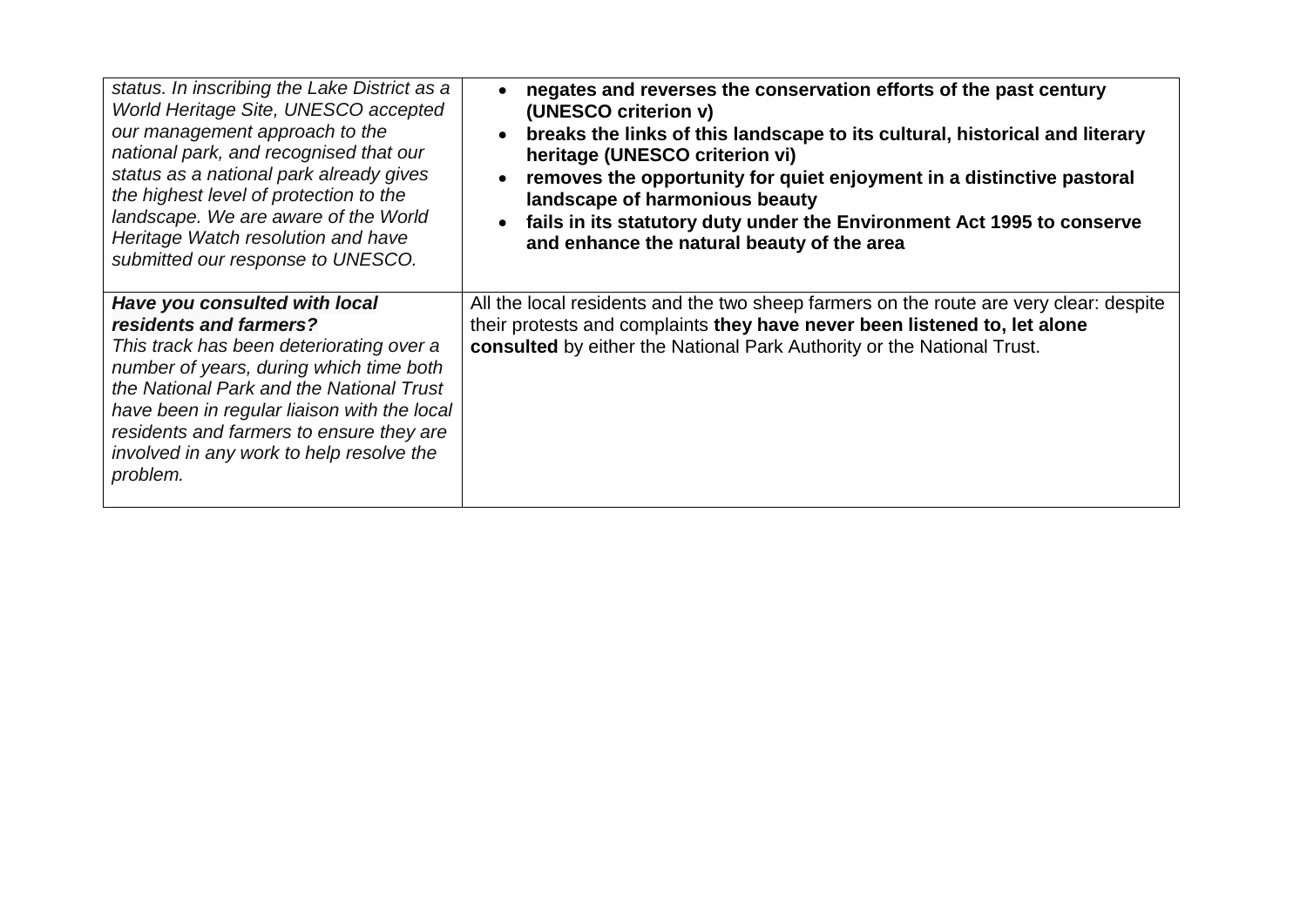| | |
|---|---|
| *status. In inscribing the Lake District as a World Heritage Site, UNESCO accepted our management approach to the national park, and recognised that our status as a national park already gives the highest level of protection to the landscape. We are aware of the World Heritage Watch resolution and have submitted our response to UNESCO.* | • **negates and reverses the conservation efforts of the past century (UNESCO criterion v)**<br>• **breaks the links of this landscape to its cultural, historical and literary heritage (UNESCO criterion vi)**<br>• **removes the opportunity for quiet enjoyment in a distinctive pastoral landscape of harmonious beauty**<br>• **fails in its statutory duty under the Environment Act 1995 to conserve and enhance the natural beauty of the area** |
| ***Have you consulted with local residents and farmers?***<br>*This track has been deteriorating over a number of years, during which time both the National Park and the National Trust have been in regular liaison with the local residents and farmers to ensure they are involved in any work to help resolve the problem.* | All the local residents and the two sheep farmers on the route are very clear: despite their protests and complaints **they have never been listened to, let alone consulted** by either the National Park Authority or the National Trust. |